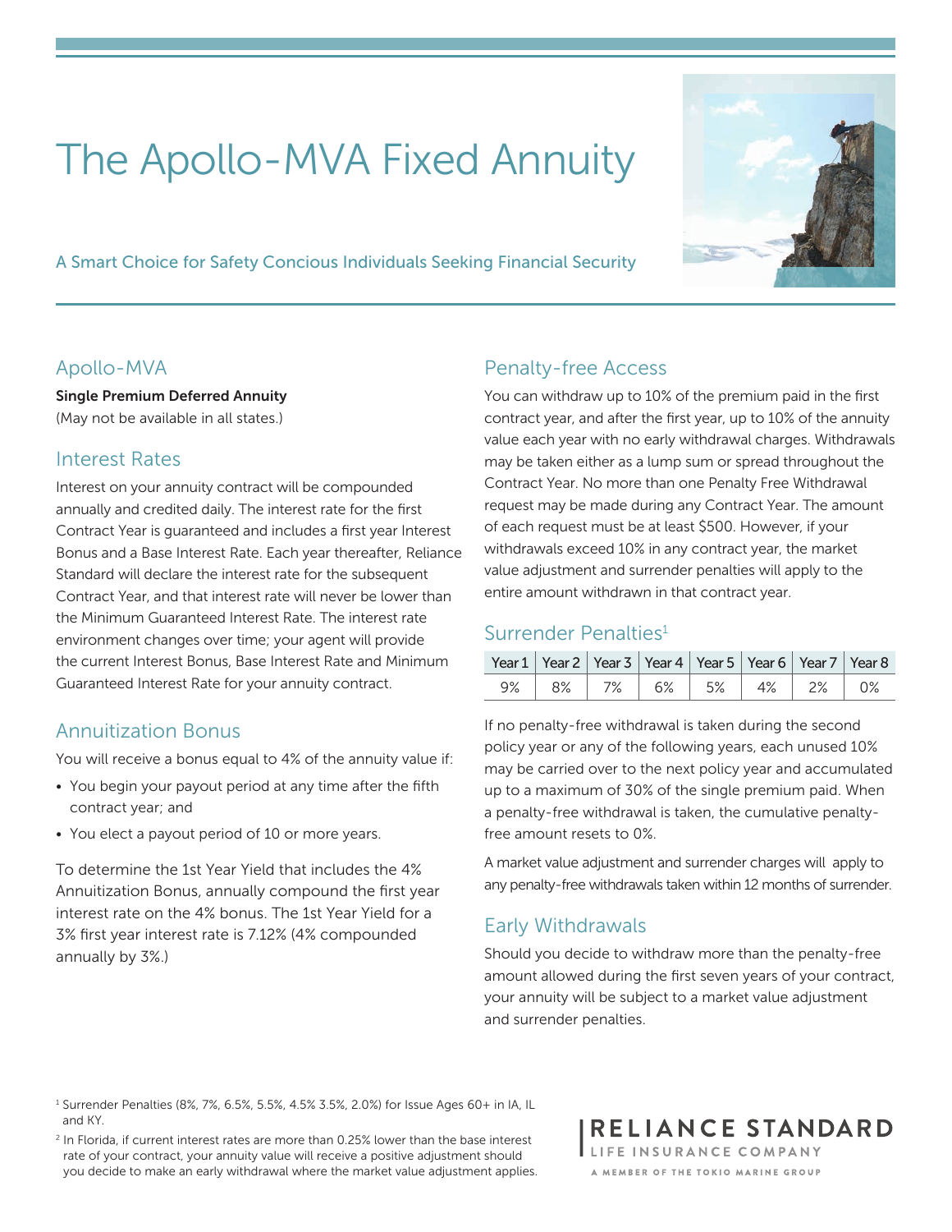# The Apollo-MVA Fixed Annuity

A Smart Choice for Safety Concious Individuals Seeking Financial Security

## Apollo-MVA

**Single Premium Deferred Annuity**
(May not be available in all states.)

## Interest Rates

Interest on your annuity contract will be compounded annually and credited daily. The interest rate for the first Contract Year is guaranteed and includes a first year Interest Bonus and a Base Interest Rate. Each year thereafter, Reliance Standard will declare the interest rate for the subsequent Contract Year, and that interest rate will never be lower than the Minimum Guaranteed Interest Rate. The interest rate environment changes over time; your agent will provide the current Interest Bonus, Base Interest Rate and Minimum Guaranteed Interest Rate for your annuity contract.

## Annuitization Bonus

You will receive a bonus equal to 4% of the annuity value if:

- You begin your payout period at any time after the fifth contract year; and
- You elect a payout period of 10 or more years.

To determine the 1st Year Yield that includes the 4% Annuitization Bonus, annually compound the first year interest rate on the 4% bonus. The 1st Year Yield for a 3% first year interest rate is 7.12% (4% compounded annually by 3%.)

## Penalty-free Access

You can withdraw up to 10% of the premium paid in the first contract year, and after the first year, up to 10% of the annuity value each year with no early withdrawal charges. Withdrawals may be taken either as a lump sum or spread throughout the Contract Year. No more than one Penalty Free Withdrawal request may be made during any Contract Year. The amount of each request must be at least $500. However, if your withdrawals exceed 10% in any contract year, the market value adjustment and surrender penalties will apply to the entire amount withdrawn in that contract year.

## Surrender Penalties[1]

| Year 1 | Year 2 | Year 3 | Year 4 | Year 5 | Year 6 | Year 7 | Year 8 |
|---|---|---|---|---|---|---|---|
| 9% | 8% | 7% | 6% | 5% | 4% | 2% | 0% |

If no penalty-free withdrawal is taken during the second policy year or any of the following years, each unused 10% may be carried over to the next policy year and accumulated up to a maximum of 30% of the single premium paid. When a penalty-free withdrawal is taken, the cumulative penalty-free amount resets to 0%.

A market value adjustment and surrender charges will apply to any penalty-free withdrawals taken within 12 months of surrender.

## Early Withdrawals

Should you decide to withdraw more than the penalty-free amount allowed during the first seven years of your contract, your annuity will be subject to a market value adjustment and surrender penalties.

[1] Surrender Penalties (8%, 7%, 6.5%, 5.5%, 4.5% 3.5%, 2.0%) for Issue Ages 60+ in IA, IL and KY.

[2] In Florida, if current interest rates are more than 0.25% lower than the base interest rate of your contract, your annuity value will receive a positive adjustment should you decide to make an early withdrawal where the market value adjustment applies.

RELIANCE STANDARD
LIFE INSURANCE COMPANY
A MEMBER OF THE TOKIO MARINE GROUP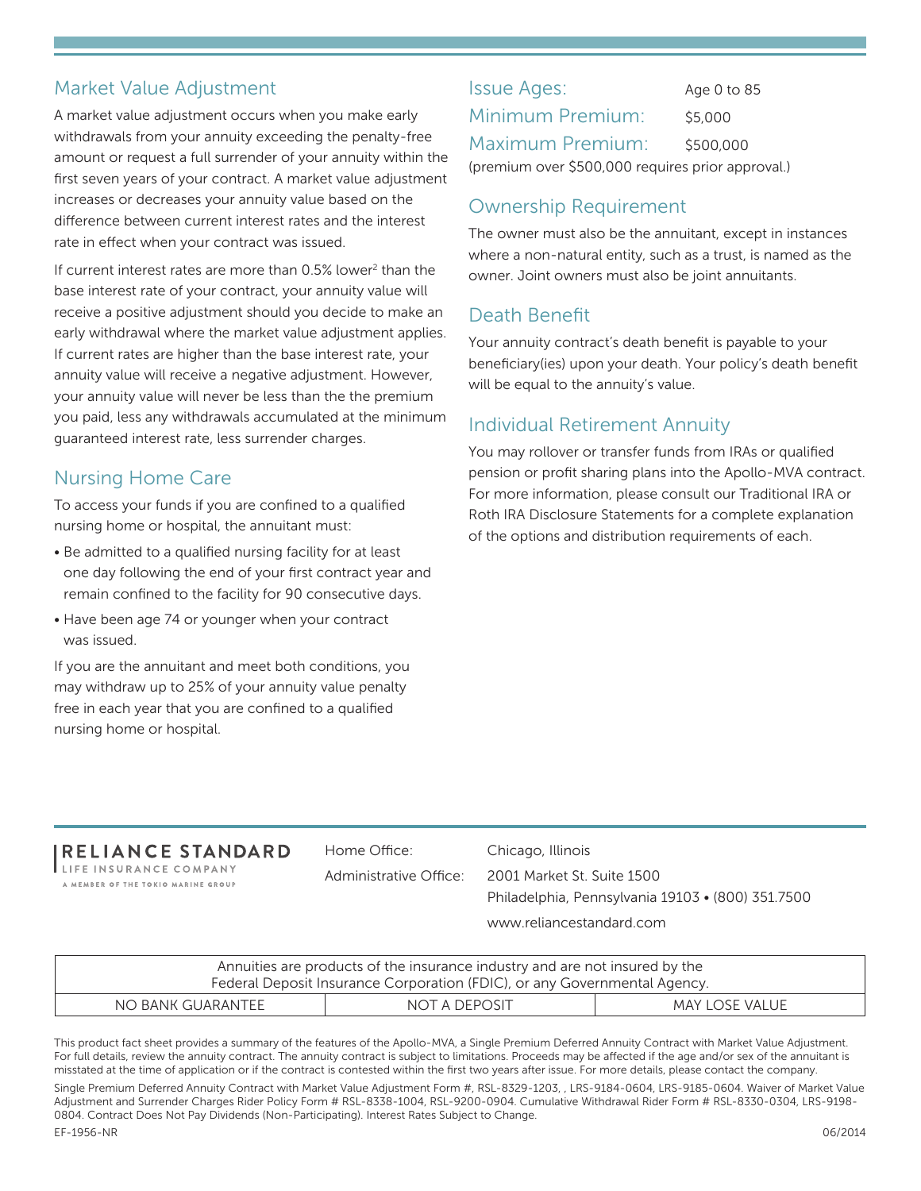## Market Value Adjustment

A market value adjustment occurs when you make early withdrawals from your annuity exceeding the penalty-free amount or request a full surrender of your annuity within the first seven years of your contract. A market value adjustment increases or decreases your annuity value based on the difference between current interest rates and the interest rate in effect when your contract was issued.

If current interest rates are more than 0.5% lower[2] than the base interest rate of your contract, your annuity value will receive a positive adjustment should you decide to make an early withdrawal where the market value adjustment applies. If current rates are higher than the base interest rate, your annuity value will receive a negative adjustment. However, your annuity value will never be less than the the premium you paid, less any withdrawals accumulated at the minimum guaranteed interest rate, less surrender charges.

## Nursing Home Care

To access your funds if you are confined to a qualified nursing home or hospital, the annuitant must:

- Be admitted to a qualified nursing facility for at least one day following the end of your first contract year and remain confined to the facility for 90 consecutive days.
- Have been age 74 or younger when your contract was issued.

If you are the annuitant and meet both conditions, you may withdraw up to 25% of your annuity value penalty free in each year that you are confined to a qualified nursing home or hospital.

**Issue Ages:** Age 0 to 85

**Minimum Premium:** $5,000

**Maximum Premium:** $500,000

(premium over $500,000 requires prior approval.)

## Ownership Requirement

The owner must also be the annuitant, except in instances where a non-natural entity, such as a trust, is named as the owner. Joint owners must also be joint annuitants.

## Death Benefit

Your annuity contract's death benefit is payable to your beneficiary(ies) upon your death. Your policy's death benefit will be equal to the annuity's value.

## Individual Retirement Annuity

You may rollover or transfer funds from IRAs or qualified pension or profit sharing plans into the Apollo-MVA contract. For more information, please consult our Traditional IRA or Roth IRA Disclosure Statements for a complete explanation of the options and distribution requirements of each.

RELIANCE STANDARD
LIFE INSURANCE COMPANY
A MEMBER OF THE TOKIO MARINE GROUP

Home Office: Chicago, Illinois

Administrative Office: 2001 Market St. Suite 1500
Philadelphia, Pennsylvania 19103 • (800) 351.7500
www.reliancestandard.com

| Annuities are products of the insurance industry and are not insured by the Federal Deposit Insurance Corporation (FDIC), or any Governmental Agency. | | |
|---|---|---|
| NO BANK GUARANTEE | NOT A DEPOSIT | MAY LOSE VALUE |

This product fact sheet provides a summary of the features of the Apollo-MVA, a Single Premium Deferred Annuity Contract with Market Value Adjustment. For full details, review the annuity contract. The annuity contract is subject to limitations. Proceeds may be affected if the age and/or sex of the annuitant is misstated at the time of application or if the contract is contested within the first two years after issue. For more details, please contact the company.

Single Premium Deferred Annuity Contract with Market Value Adjustment Form #, RSL-8329-1203, , LRS-9184-0604, LRS-9185-0604. Waiver of Market Value Adjustment and Surrender Charges Rider Policy Form # RSL-8338-1004, RSL-9200-0904. Cumulative Withdrawal Rider Form # RSL-8330-0304, LRS-9198-0804. Contract Does Not Pay Dividends (Non-Participating). Interest Rates Subject to Change.

EF-1956-NR 06/2014